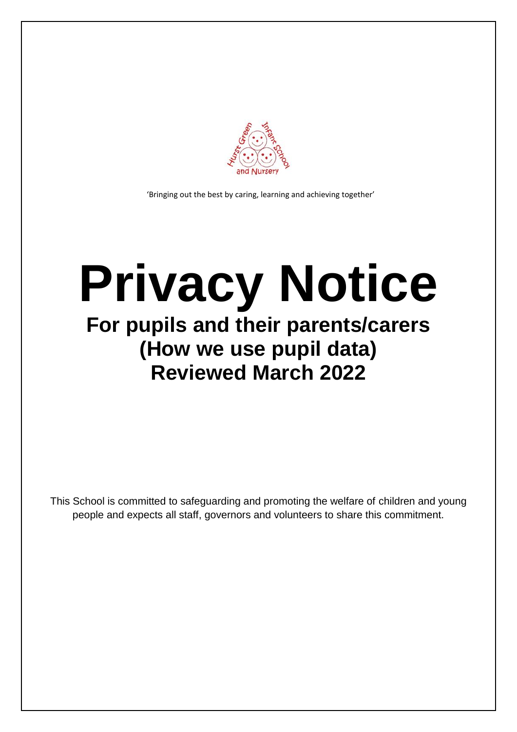'Bringing out the best by caring, learning and achieving together'

# Privacy Notice

## For pupils and their parents/carers
## (How we use pupil data)
## Reviewed March 2022

This School is committed to safeguarding and promoting the welfare of children and young people and expects all staff, governors and volunteers to share this commitment.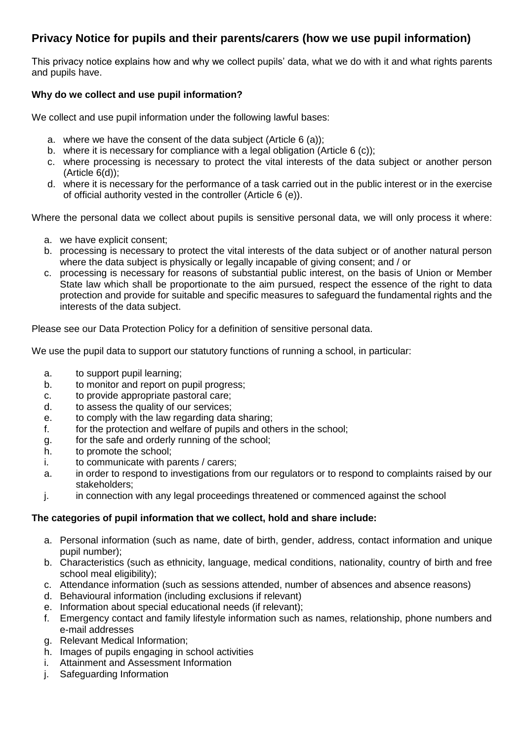## Privacy Notice for pupils and their parents/carers (how we use pupil information)

This privacy notice explains how and why we collect pupils' data, what we do with it and what rights parents and pupils have.

### Why do we collect and use pupil information?

We collect and use pupil information under the following lawful bases:

a. where we have the consent of the data subject (Article 6 (a));
b. where it is necessary for compliance with a legal obligation (Article 6 (c));
c. where processing is necessary to protect the vital interests of the data subject or another person (Article 6(d));
d. where it is necessary for the performance of a task carried out in the public interest or in the exercise of official authority vested in the controller (Article 6 (e)).

Where the personal data we collect about pupils is sensitive personal data, we will only process it where:

a. we have explicit consent;
b. processing is necessary to protect the vital interests of the data subject or of another natural person where the data subject is physically or legally incapable of giving consent; and / or
c. processing is necessary for reasons of substantial public interest, on the basis of Union or Member State law which shall be proportionate to the aim pursued, respect the essence of the right to data protection and provide for suitable and specific measures to safeguard the fundamental rights and the interests of the data subject.

Please see our Data Protection Policy for a definition of sensitive personal data.

We use the pupil data to support our statutory functions of running a school, in particular:

a. to support pupil learning;
b. to monitor and report on pupil progress;
c. to provide appropriate pastoral care;
d. to assess the quality of our services;
e. to comply with the law regarding data sharing;
f. for the protection and welfare of pupils and others in the school;
g. for the safe and orderly running of the school;
h. to promote the school;
i. to communicate with parents / carers;
a. in order to respond to investigations from our regulators or to respond to complaints raised by our stakeholders;
j. in connection with any legal proceedings threatened or commenced against the school

### The categories of pupil information that we collect, hold and share include:

a. Personal information (such as name, date of birth, gender, address, contact information and unique pupil number);
b. Characteristics (such as ethnicity, language, medical conditions, nationality, country of birth and free school meal eligibility);
c. Attendance information (such as sessions attended, number of absences and absence reasons)
d. Behavioural information (including exclusions if relevant)
e. Information about special educational needs (if relevant);
f. Emergency contact and family lifestyle information such as names, relationship, phone numbers and e-mail addresses
g. Relevant Medical Information;
h. Images of pupils engaging in school activities
i. Attainment and Assessment Information
j. Safeguarding Information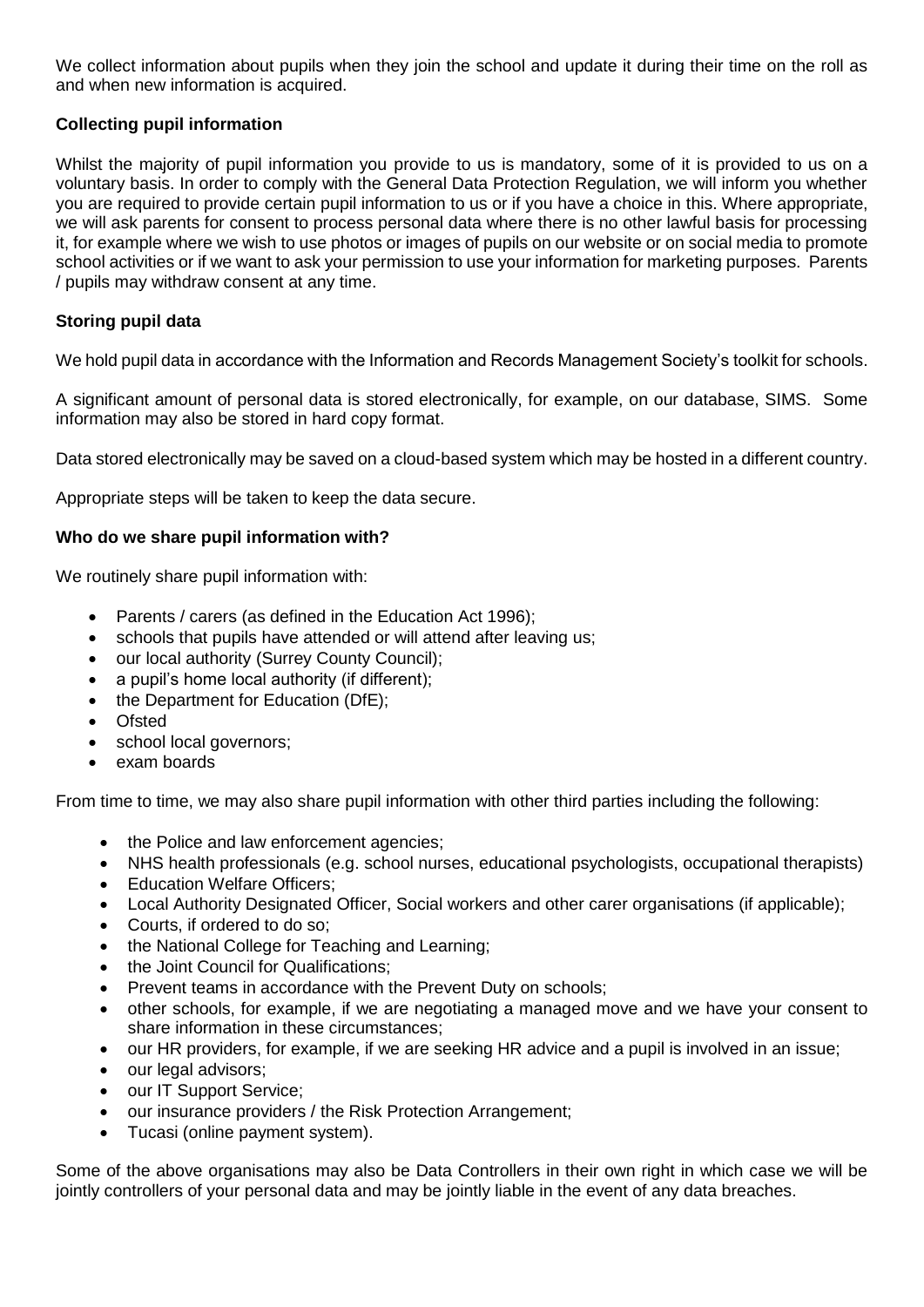We collect information about pupils when they join the school and update it during their time on the roll as and when new information is acquired.

**Collecting pupil information**

Whilst the majority of pupil information you provide to us is mandatory, some of it is provided to us on a voluntary basis. In order to comply with the General Data Protection Regulation, we will inform you whether you are required to provide certain pupil information to us or if you have a choice in this. Where appropriate, we will ask parents for consent to process personal data where there is no other lawful basis for processing it, for example where we wish to use photos or images of pupils on our website or on social media to promote school activities or if we want to ask your permission to use your information for marketing purposes. Parents / pupils may withdraw consent at any time.

**Storing pupil data**

We hold pupil data in accordance with the Information and Records Management Society's toolkit for schools.

A significant amount of personal data is stored electronically, for example, on our database, SIMS. Some information may also be stored in hard copy format.

Data stored electronically may be saved on a cloud-based system which may be hosted in a different country.

Appropriate steps will be taken to keep the data secure.

**Who do we share pupil information with?**

We routinely share pupil information with:

- Parents / carers (as defined in the Education Act 1996);
- schools that pupils have attended or will attend after leaving us;
- our local authority (Surrey County Council);
- a pupil's home local authority (if different);
- the Department for Education (DfE);
- Ofsted
- school local governors;
- exam boards

From time to time, we may also share pupil information with other third parties including the following:

- the Police and law enforcement agencies;
- NHS health professionals (e.g. school nurses, educational psychologists, occupational therapists)
- Education Welfare Officers;
- Local Authority Designated Officer, Social workers and other carer organisations (if applicable);
- Courts, if ordered to do so;
- the National College for Teaching and Learning;
- the Joint Council for Qualifications;
- Prevent teams in accordance with the Prevent Duty on schools;
- other schools, for example, if we are negotiating a managed move and we have your consent to share information in these circumstances;
- our HR providers, for example, if we are seeking HR advice and a pupil is involved in an issue;
- our legal advisors;
- our IT Support Service;
- our insurance providers / the Risk Protection Arrangement;
- Tucasi (online payment system).

Some of the above organisations may also be Data Controllers in their own right in which case we will be jointly controllers of your personal data and may be jointly liable in the event of any data breaches.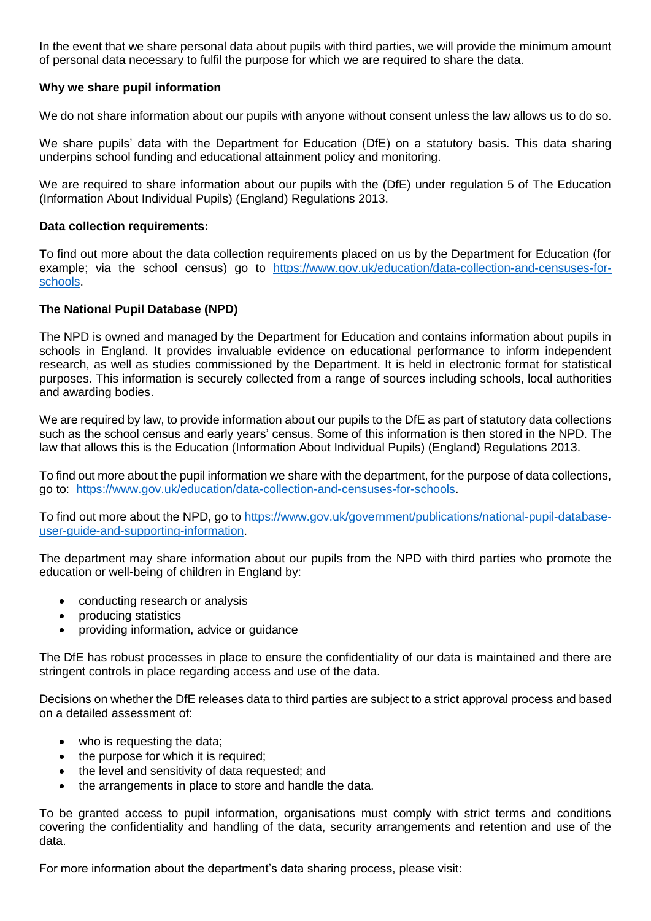In the event that we share personal data about pupils with third parties, we will provide the minimum amount of personal data necessary to fulfil the purpose for which we are required to share the data.

**Why we share pupil information**

We do not share information about our pupils with anyone without consent unless the law allows us to do so.

We share pupils' data with the Department for Education (DfE) on a statutory basis. This data sharing underpins school funding and educational attainment policy and monitoring.

We are required to share information about our pupils with the (DfE) under regulation 5 of The Education (Information About Individual Pupils) (England) Regulations 2013.

**Data collection requirements:**

To find out more about the data collection requirements placed on us by the Department for Education (for example; via the school census) go to [https://www.gov.uk/education/data-collection-and-censuses-for-schools](https://www.gov.uk/education/data-collection-and-censuses-for-schools).

**The National Pupil Database (NPD)**

The NPD is owned and managed by the Department for Education and contains information about pupils in schools in England. It provides invaluable evidence on educational performance to inform independent research, as well as studies commissioned by the Department. It is held in electronic format for statistical purposes. This information is securely collected from a range of sources including schools, local authorities and awarding bodies.

We are required by law, to provide information about our pupils to the DfE as part of statutory data collections such as the school census and early years' census. Some of this information is then stored in the NPD. The law that allows this is the Education (Information About Individual Pupils) (England) Regulations 2013.

To find out more about the pupil information we share with the department, for the purpose of data collections, go to: [https://www.gov.uk/education/data-collection-and-censuses-for-schools](https://www.gov.uk/education/data-collection-and-censuses-for-schools).

To find out more about the NPD, go to [https://www.gov.uk/government/publications/national-pupil-database-user-guide-and-supporting-information](https://www.gov.uk/government/publications/national-pupil-database-user-guide-and-supporting-information).

The department may share information about our pupils from the NPD with third parties who promote the education or well-being of children in England by:

- conducting research or analysis
- producing statistics
- providing information, advice or guidance

The DfE has robust processes in place to ensure the confidentiality of our data is maintained and there are stringent controls in place regarding access and use of the data.

Decisions on whether the DfE releases data to third parties are subject to a strict approval process and based on a detailed assessment of:

- who is requesting the data;
- the purpose for which it is required;
- the level and sensitivity of data requested; and
- the arrangements in place to store and handle the data.

To be granted access to pupil information, organisations must comply with strict terms and conditions covering the confidentiality and handling of the data, security arrangements and retention and use of the data.

For more information about the department's data sharing process, please visit: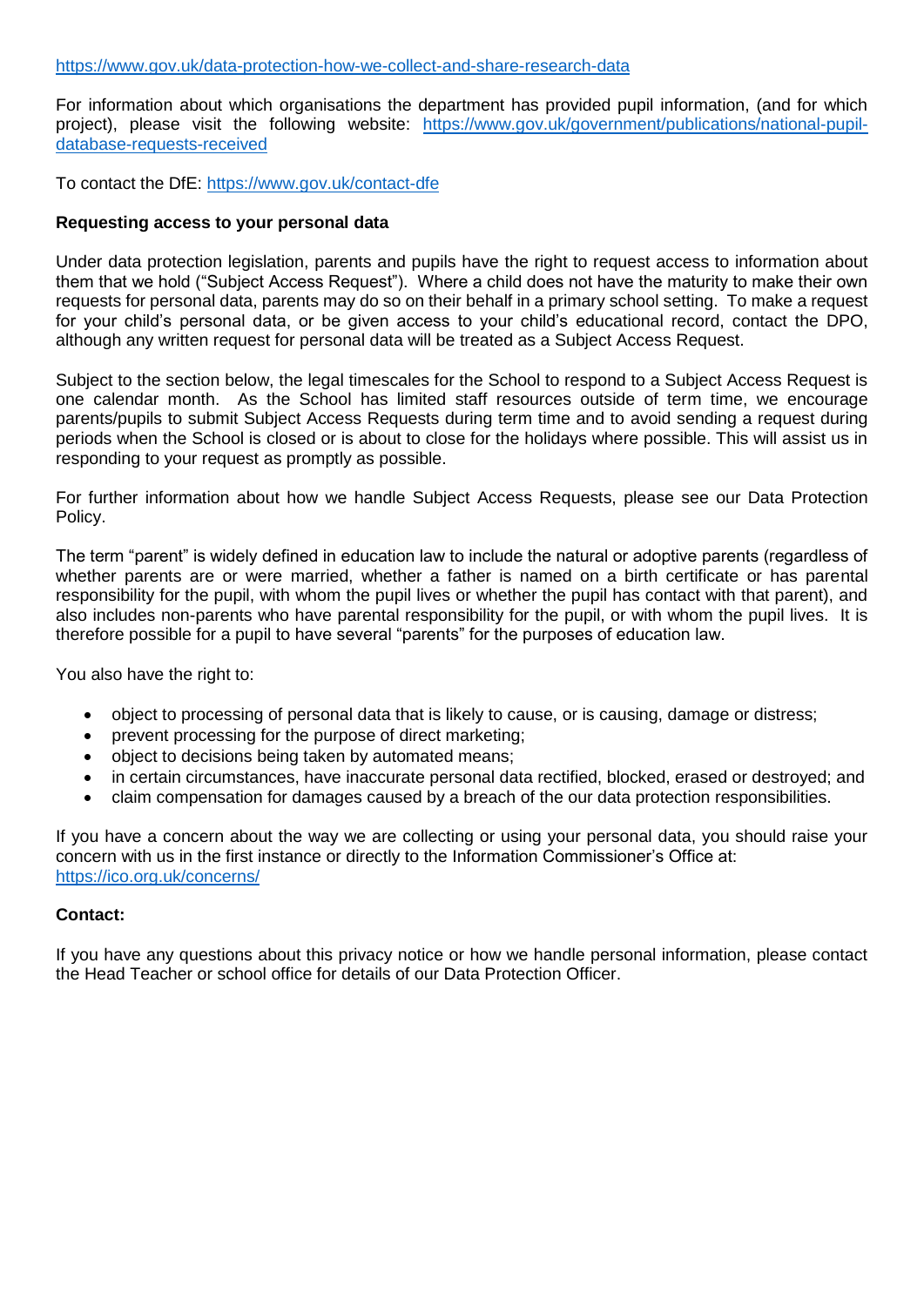https://www.gov.uk/data-protection-how-we-collect-and-share-research-data

For information about which organisations the department has provided pupil information, (and for which project), please visit the following website: https://www.gov.uk/government/publications/national-pupil-database-requests-received

To contact the DfE: https://www.gov.uk/contact-dfe

**Requesting access to your personal data**

Under data protection legislation, parents and pupils have the right to request access to information about them that we hold ("Subject Access Request"). Where a child does not have the maturity to make their own requests for personal data, parents may do so on their behalf in a primary school setting. To make a request for your child's personal data, or be given access to your child's educational record, contact the DPO, although any written request for personal data will be treated as a Subject Access Request.

Subject to the section below, the legal timescales for the School to respond to a Subject Access Request is one calendar month. As the School has limited staff resources outside of term time, we encourage parents/pupils to submit Subject Access Requests during term time and to avoid sending a request during periods when the School is closed or is about to close for the holidays where possible. This will assist us in responding to your request as promptly as possible.

For further information about how we handle Subject Access Requests, please see our Data Protection Policy.

The term "parent" is widely defined in education law to include the natural or adoptive parents (regardless of whether parents are or were married, whether a father is named on a birth certificate or has parental responsibility for the pupil, with whom the pupil lives or whether the pupil has contact with that parent), and also includes non-parents who have parental responsibility for the pupil, or with whom the pupil lives. It is therefore possible for a pupil to have several "parents" for the purposes of education law.

You also have the right to:

- object to processing of personal data that is likely to cause, or is causing, damage or distress;
- prevent processing for the purpose of direct marketing;
- object to decisions being taken by automated means;
- in certain circumstances, have inaccurate personal data rectified, blocked, erased or destroyed; and
- claim compensation for damages caused by a breach of the our data protection responsibilities.

If you have a concern about the way we are collecting or using your personal data, you should raise your concern with us in the first instance or directly to the Information Commissioner's Office at: https://ico.org.uk/concerns/

**Contact:**

If you have any questions about this privacy notice or how we handle personal information, please contact the Head Teacher or school office for details of our Data Protection Officer.